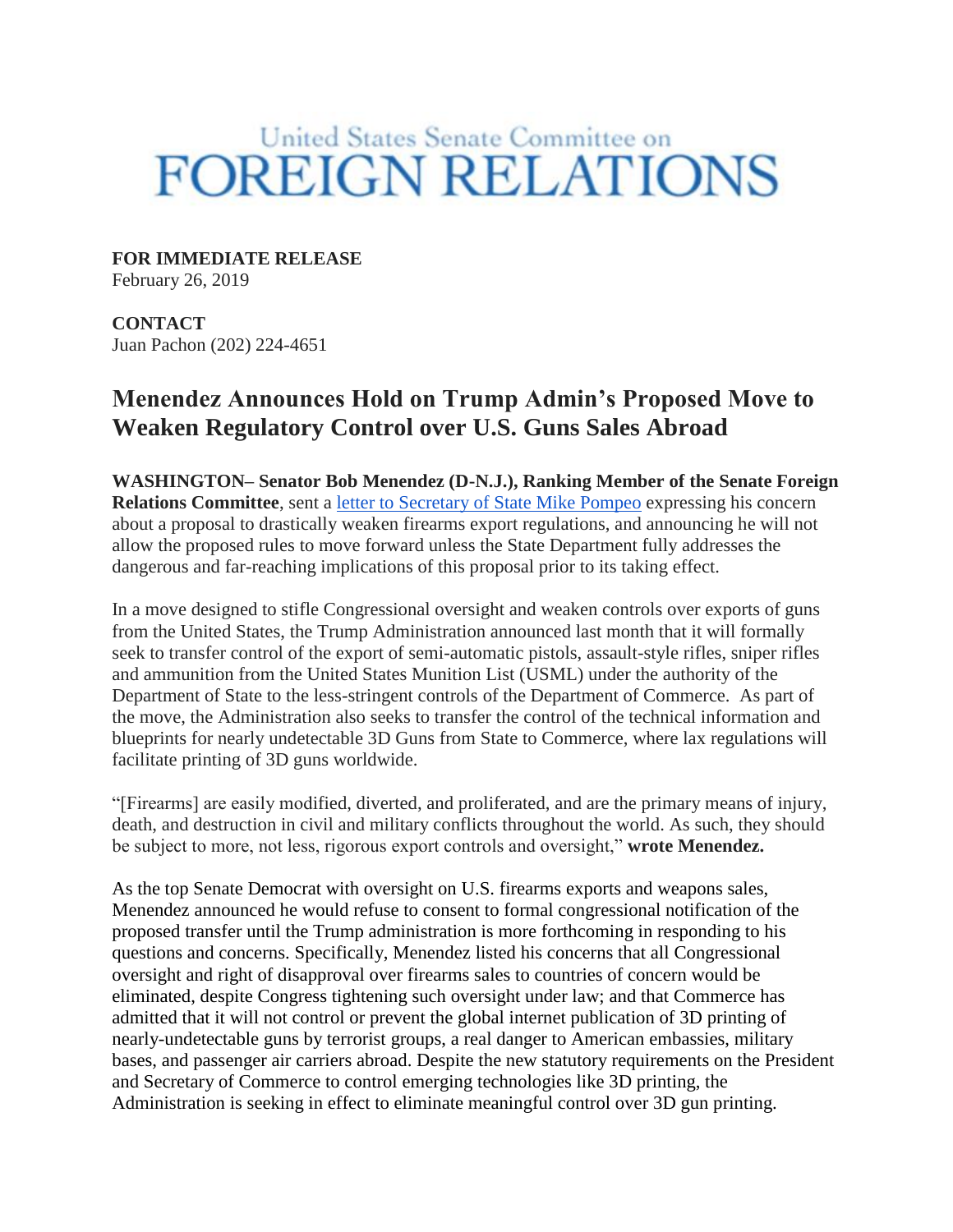# United States Senate Committee on FOREIGN RELATIONS

**FOR IMMEDIATE RELEASE**
February 26, 2019

**CONTACT**
Juan Pachon (202) 224-4651

## Menendez Announces Hold on Trump Admin's Proposed Move to Weaken Regulatory Control over U.S. Guns Sales Abroad

**WASHINGTON– Senator Bob Menendez (D-N.J.), Ranking Member of the Senate Foreign Relations Committee**, sent a letter to Secretary of State Mike Pompeo expressing his concern about a proposal to drastically weaken firearms export regulations, and announcing he will not allow the proposed rules to move forward unless the State Department fully addresses the dangerous and far-reaching implications of this proposal prior to its taking effect.

In a move designed to stifle Congressional oversight and weaken controls over exports of guns from the United States, the Trump Administration announced last month that it will formally seek to transfer control of the export of semi-automatic pistols, assault-style rifles, sniper rifles and ammunition from the United States Munition List (USML) under the authority of the Department of State to the less-stringent controls of the Department of Commerce. As part of the move, the Administration also seeks to transfer the control of the technical information and blueprints for nearly undetectable 3D Guns from State to Commerce, where lax regulations will facilitate printing of 3D guns worldwide.

"[Firearms] are easily modified, diverted, and proliferated, and are the primary means of injury, death, and destruction in civil and military conflicts throughout the world. As such, they should be subject to more, not less, rigorous export controls and oversight," **wrote Menendez.**

As the top Senate Democrat with oversight on U.S. firearms exports and weapons sales, Menendez announced he would refuse to consent to formal congressional notification of the proposed transfer until the Trump administration is more forthcoming in responding to his questions and concerns. Specifically, Menendez listed his concerns that all Congressional oversight and right of disapproval over firearms sales to countries of concern would be eliminated, despite Congress tightening such oversight under law; and that Commerce has admitted that it will not control or prevent the global internet publication of 3D printing of nearly-undetectable guns by terrorist groups, a real danger to American embassies, military bases, and passenger air carriers abroad. Despite the new statutory requirements on the President and Secretary of Commerce to control emerging technologies like 3D printing, the Administration is seeking in effect to eliminate meaningful control over 3D gun printing.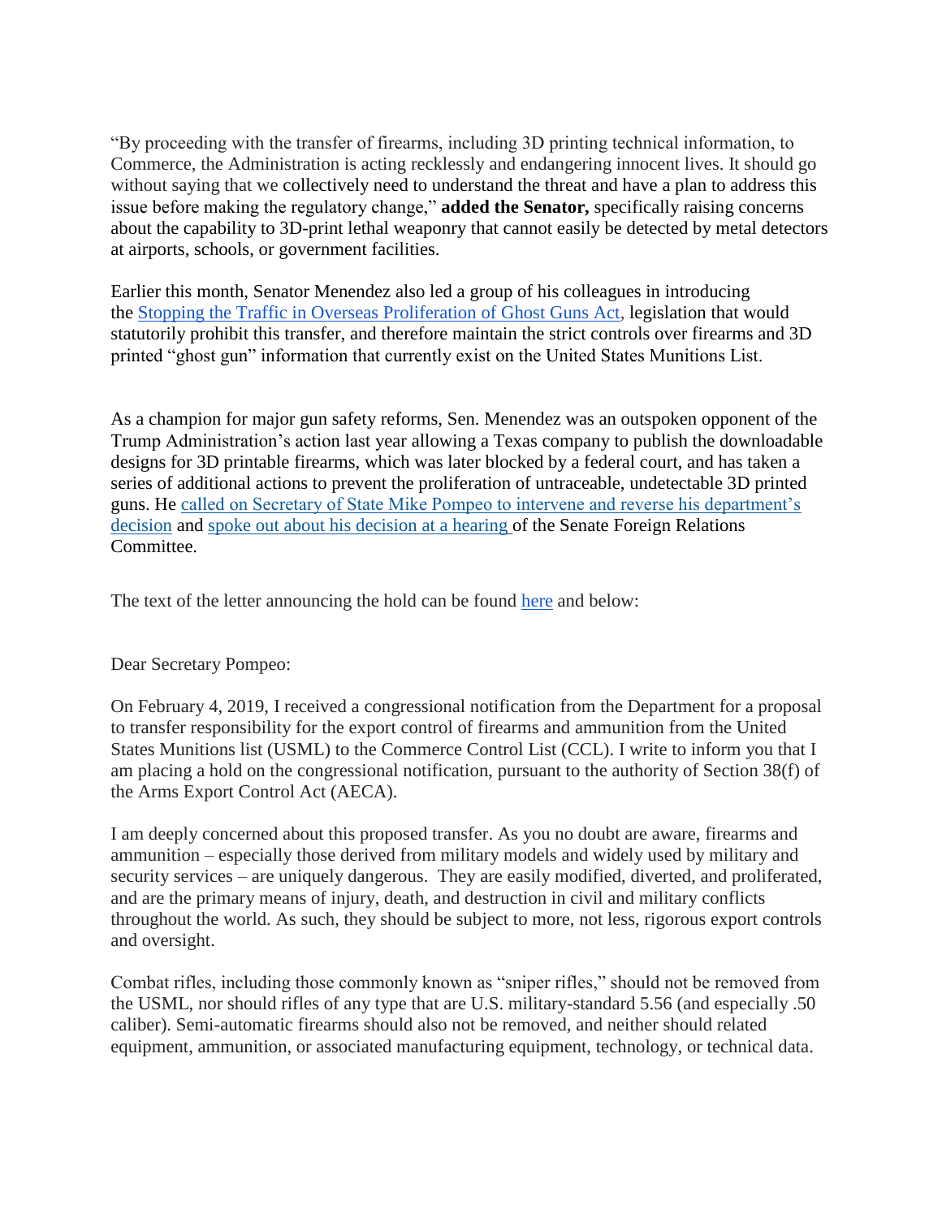"By proceeding with the transfer of firearms, including 3D printing technical information, to Commerce, the Administration is acting recklessly and endangering innocent lives. It should go without saying that we collectively need to understand the threat and have a plan to address this issue before making the regulatory change," **added the Senator,** specifically raising concerns about the capability to 3D-print lethal weaponry that cannot easily be detected by metal detectors at airports, schools, or government facilities.

Earlier this month, Senator Menendez also led a group of his colleagues in introducing the Stopping the Traffic in Overseas Proliferation of Ghost Guns Act, legislation that would statutorily prohibit this transfer, and therefore maintain the strict controls over firearms and 3D printed "ghost gun" information that currently exist on the United States Munitions List.

As a champion for major gun safety reforms, Sen. Menendez was an outspoken opponent of the Trump Administration's action last year allowing a Texas company to publish the downloadable designs for 3D printable firearms, which was later blocked by a federal court, and has taken a series of additional actions to prevent the proliferation of untraceable, undetectable 3D printed guns. He called on Secretary of State Mike Pompeo to intervene and reverse his department's decision and spoke out about his decision at a hearing of the Senate Foreign Relations Committee.

The text of the letter announcing the hold can be found here and below:

Dear Secretary Pompeo:

On February 4, 2019, I received a congressional notification from the Department for a proposal to transfer responsibility for the export control of firearms and ammunition from the United States Munitions list (USML) to the Commerce Control List (CCL). I write to inform you that I am placing a hold on the congressional notification, pursuant to the authority of Section 38(f) of the Arms Export Control Act (AECA).

I am deeply concerned about this proposed transfer. As you no doubt are aware, firearms and ammunition – especially those derived from military models and widely used by military and security services – are uniquely dangerous. They are easily modified, diverted, and proliferated, and are the primary means of injury, death, and destruction in civil and military conflicts throughout the world. As such, they should be subject to more, not less, rigorous export controls and oversight.

Combat rifles, including those commonly known as "sniper rifles," should not be removed from the USML, nor should rifles of any type that are U.S. military-standard 5.56 (and especially .50 caliber). Semi-automatic firearms should also not be removed, and neither should related equipment, ammunition, or associated manufacturing equipment, technology, or technical data.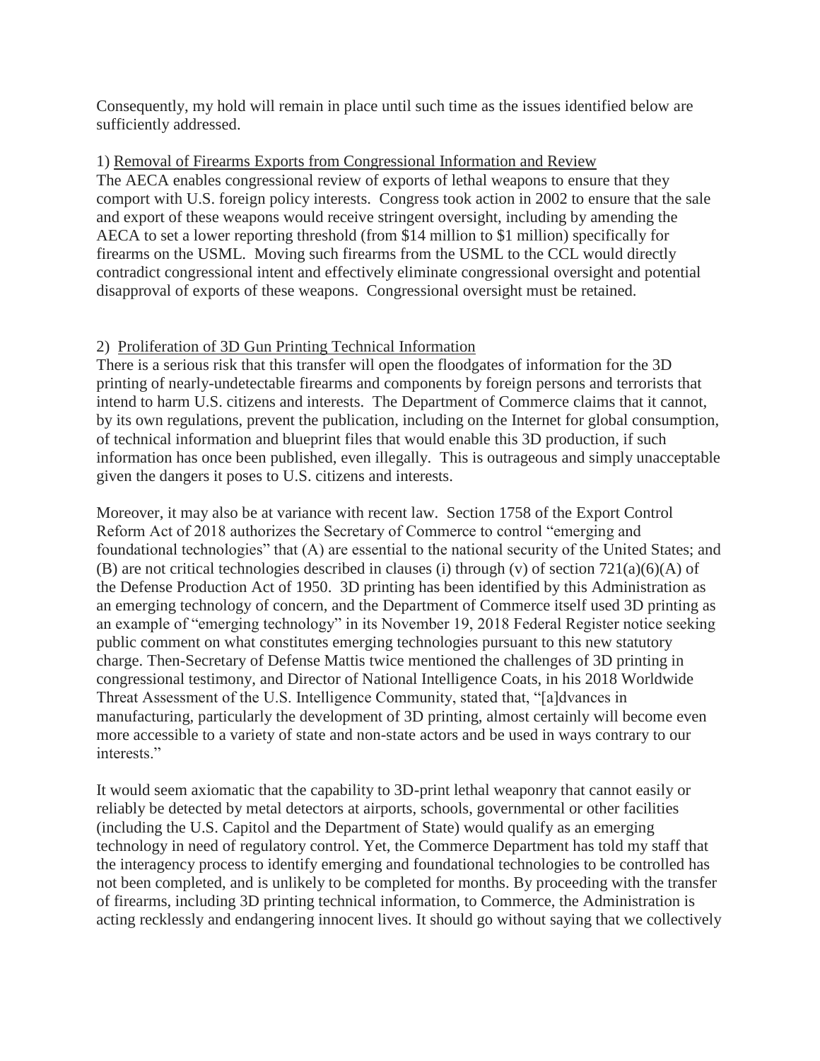Consequently, my hold will remain in place until such time as the issues identified below are sufficiently addressed.

1) <u>Removal of Firearms Exports from Congressional Information and Review</u>
The AECA enables congressional review of exports of lethal weapons to ensure that they comport with U.S. foreign policy interests. Congress took action in 2002 to ensure that the sale and export of these weapons would receive stringent oversight, including by amending the AECA to set a lower reporting threshold (from $14 million to $1 million) specifically for firearms on the USML. Moving such firearms from the USML to the CCL would directly contradict congressional intent and effectively eliminate congressional oversight and potential disapproval of exports of these weapons. Congressional oversight must be retained.

2) <u>Proliferation of 3D Gun Printing Technical Information</u>
There is a serious risk that this transfer will open the floodgates of information for the 3D printing of nearly-undetectable firearms and components by foreign persons and terrorists that intend to harm U.S. citizens and interests. The Department of Commerce claims that it cannot, by its own regulations, prevent the publication, including on the Internet for global consumption, of technical information and blueprint files that would enable this 3D production, if such information has once been published, even illegally. This is outrageous and simply unacceptable given the dangers it poses to U.S. citizens and interests.

Moreover, it may also be at variance with recent law. Section 1758 of the Export Control Reform Act of 2018 authorizes the Secretary of Commerce to control "emerging and foundational technologies" that (A) are essential to the national security of the United States; and (B) are not critical technologies described in clauses (i) through (v) of section 721(a)(6)(A) of the Defense Production Act of 1950. 3D printing has been identified by this Administration as an emerging technology of concern, and the Department of Commerce itself used 3D printing as an example of "emerging technology" in its November 19, 2018 Federal Register notice seeking public comment on what constitutes emerging technologies pursuant to this new statutory charge. Then-Secretary of Defense Mattis twice mentioned the challenges of 3D printing in congressional testimony, and Director of National Intelligence Coats, in his 2018 Worldwide Threat Assessment of the U.S. Intelligence Community, stated that, "[a]dvances in manufacturing, particularly the development of 3D printing, almost certainly will become even more accessible to a variety of state and non-state actors and be used in ways contrary to our interests."

It would seem axiomatic that the capability to 3D-print lethal weaponry that cannot easily or reliably be detected by metal detectors at airports, schools, governmental or other facilities (including the U.S. Capitol and the Department of State) would qualify as an emerging technology in need of regulatory control. Yet, the Commerce Department has told my staff that the interagency process to identify emerging and foundational technologies to be controlled has not been completed, and is unlikely to be completed for months. By proceeding with the transfer of firearms, including 3D printing technical information, to Commerce, the Administration is acting recklessly and endangering innocent lives. It should go without saying that we collectively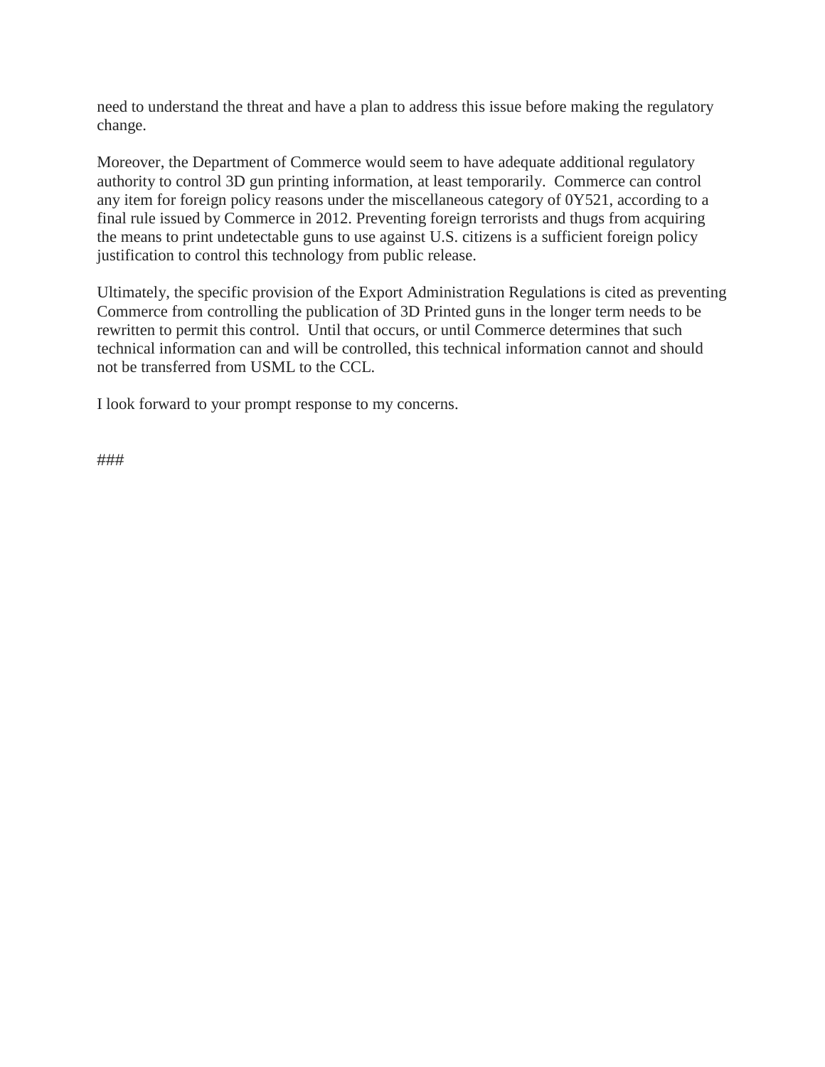need to understand the threat and have a plan to address this issue before making the regulatory change.

Moreover, the Department of Commerce would seem to have adequate additional regulatory authority to control 3D gun printing information, at least temporarily. Commerce can control any item for foreign policy reasons under the miscellaneous category of 0Y521, according to a final rule issued by Commerce in 2012. Preventing foreign terrorists and thugs from acquiring the means to print undetectable guns to use against U.S. citizens is a sufficient foreign policy justification to control this technology from public release.

Ultimately, the specific provision of the Export Administration Regulations is cited as preventing Commerce from controlling the publication of 3D Printed guns in the longer term needs to be rewritten to permit this control. Until that occurs, or until Commerce determines that such technical information can and will be controlled, this technical information cannot and should not be transferred from USML to the CCL.

I look forward to your prompt response to my concerns.

###